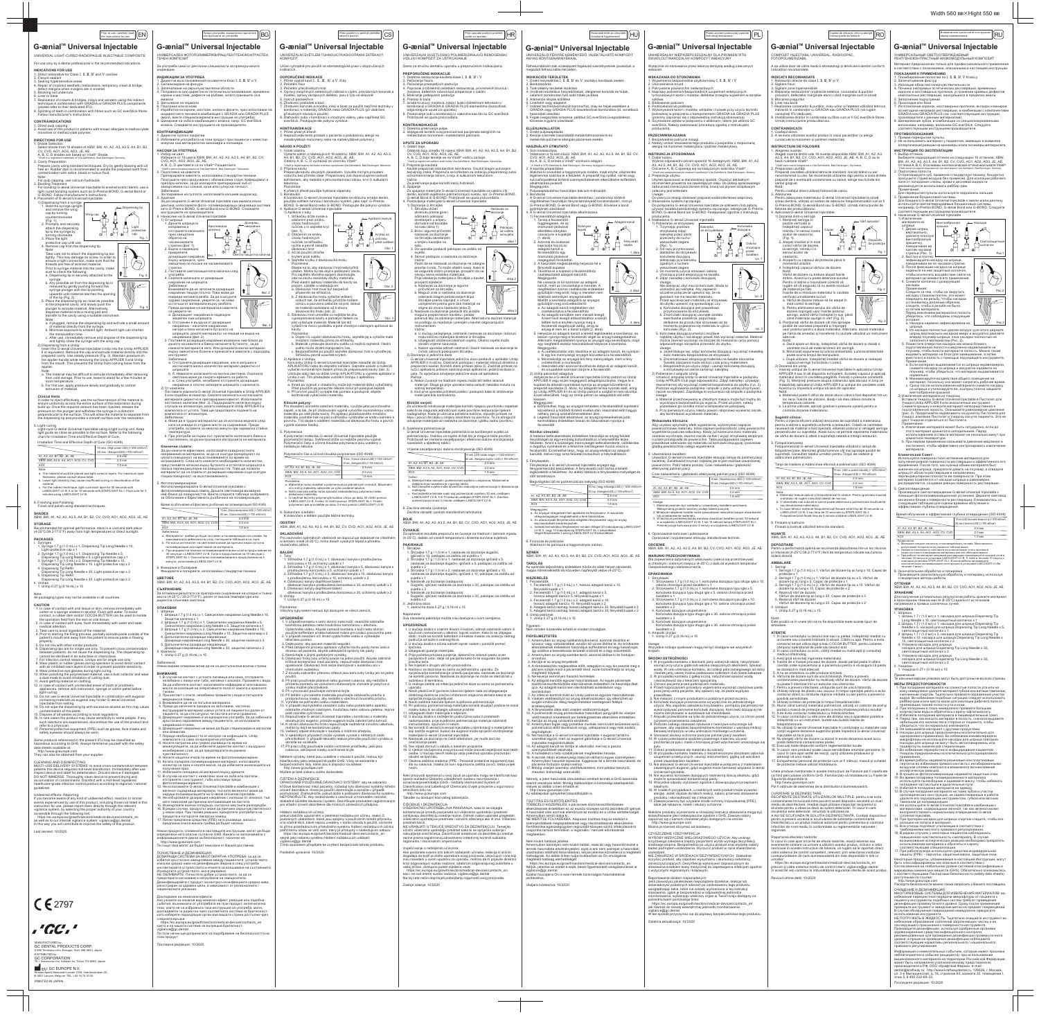# G-ænial™ Universal Injectable

UNIVERSAL LIGHT-CURED RADIOPAQUE INJECTABLE COMPOSITE

# G-ænial™ Universal Injectable

УНИВЕРСАЛЕН ФОТОПОЛИМЕРИЗИРАЩ РЕНТГЕНОКОНТРАСТЕН ТЕЧЕН КОМПОЗИТ

# G-ænial™ Universal Injectable

UNIVERZÁLNÍ SVĚTELNĚ TUHNOUCÍ RADIOOPÁKNÍ ZATÉKAVÝ KOMPOZIT

# G-ænial™ Universal Injectable

UNIVERZALNI SVJETLOSNO POLIMERIZIRAJUĆI RENDGENSKI VIDLJIVI KOMPOZIT ZA UŠTRCAVANJE

# G-ænial™ Universal Injectable

UNIVERZÁLIS FÉNYRE KEMÉNYEDŐ, INJEKTÁLHATÓ KOMPOZIT ANYAG RÖNTGENÁRNYÉKKAL

# G-ænial™ Universal Injectable

UNIWERSALNY NIEPRZEPUSZCZALNY DLA PROMIENI RTG ŚWIATŁOUTWARDZALNY KOMPOZYT INIEKCYJNY

# G-ænial™ Universal Injectable

COMPOZIT INJECTABIL, UNIVERSAL, RADIOOPAC, FOTOPOLIMERIZABIL

# G-ænial™ Universal Injectable

УНИВЕРСАЛЬНЫЙ СВЕТООТВЕРЖДАЕМЫЙ РЕНТГЕНОКОНТРАСТНЫЙ НИЗКОВЯЗКИЙ КОМПОЗИТ

2797

MANUFACTURED by
GC DENTAL PRODUCTS CORP.

DISTRIBUTED by
GC CORPORATION

GC EUROPE N.V.

PRINTED IN JAPAN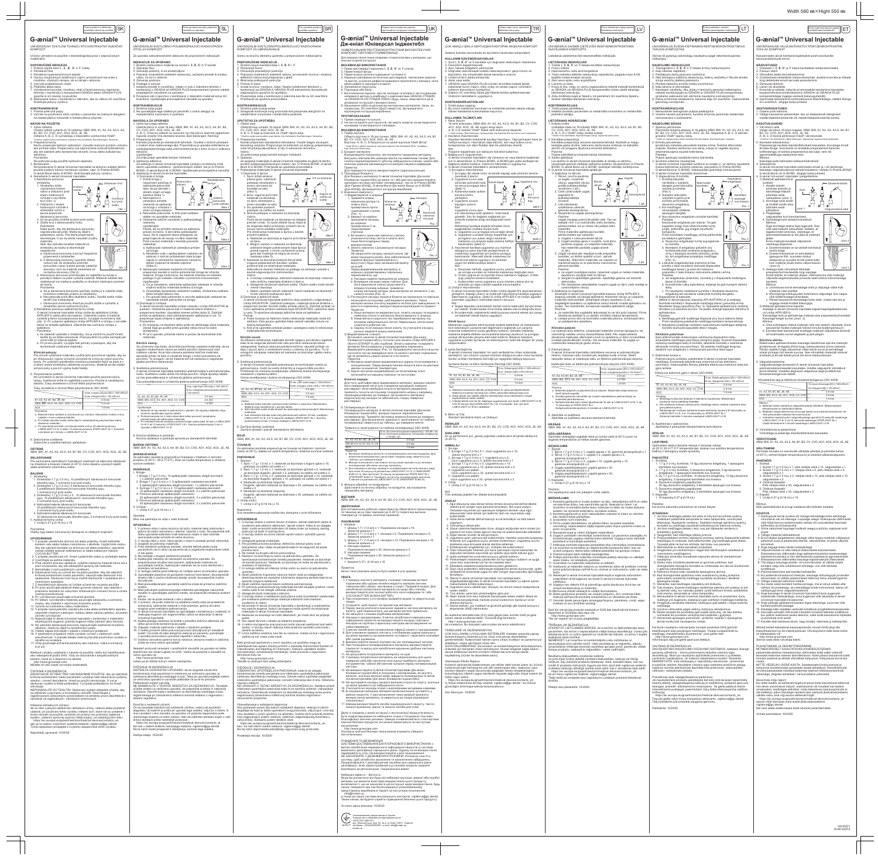# G-ænial™ Universal Injectable

*SK*

UNIVERZÁLNY SVETLOM TUHNÚCI RTG KONTRASTNÝ INJEKTOVATEĽNÝ KOMPOZIT

## ODPORÚČANÉ INDIKÁCIE

## KONTRAINDIKÁCIE

## NÁVOD NA POUŽITIE

| | Čas osvetlenia (> 1200 mW/cm²) | 20 sec. (halogén/LED) (> 700 mW/cm²) |
|---|---|---|
| A1, A2, A3, B1, B2, JE, AE | 2.0 mm | |
| XBW, BW, A3.5, A4, AO1, AO2, CV, CVD | 2.5 mm | |
| AO3 | 1.5 mm | |

## ODTIENE

XBW, BW, A1, A2, A3, A3.5, A4, B1, B2, CV, CVD, AO1, AO2, AO3, JE, AE

## SKLADOVANIE

## BALENIE

## UPOZORNENIE

Naposledy upravené: 10/2020

---

# G-ænial™ Universal Injectable

*SL*

UNIVERZALNI SVETLOBNO-POLIMERIZIRAJOČI RADIOOPAKEN IZTISLJIVI KOMPOZIT

## INDIKACIJE ZA UPORABO

## KONTRAINDIKACIJE

## NAVODILA ZA UPORABO

| | Čas osvetljevanja (> 1200 mW/cm²) | 20 sek. (halogenska/LED) (> 700 mW/cm²) |
|---|---|---|
| A1, A2, A3, B1, B2, JE, AE | 2.0 mm | |
| XBW, BW, A3.5, A4, AO1, AO2, CV, CVD | 2.5 mm | |
| AO3 | 1.5 mm | |

## BARVNI ODTENKI

XBW, BW, A1, A2, A3, A3.5, A4, B1, B2, CV, CVD, AO1, AO2, AO3, JE, AE

## SHRANJEVANJE

## PAKIRANJE

## OPOZORILO

Zadnja izdaja: 10/2020

---

# G-ænial™ Universal Injectable

*SR*

UNIVERZALNI SVETLOSNOPOLIMERIZUJUĆI RADIOOPAKNI KOMPOZIT ZA UBRIZGAVANJE

## PREPORUČENE INDIKACIJE

## KONTRAINDIKACIJE

## UPUTSTVO ZA UPOTREBU

| | Vreme osvetljavanja (> 1200 mW/cm²) | 20 sek. (halogeno svetlo/LED) (> 700 mW/cm²) |
|---|---|---|
| A1, A2, A3, B1, B2, JE, AE | 2.0 mm | |
| XBW, BW, A3.5, A4, AO1, AO2, CV, CVD | 2.5 mm | |
| AO3 | 1.5 mm | |

## BOJE

XBW, BW, A1, A2, A3, A3.5, A4, B1, B2, CV, CVD, AO1, AO2, AO3, JE, AE

## ČUVANJE

## PAKOVANJE

## UPOZORENJE

Poslednja revizija: 10/2020

---

# G-ænial™ Universal Injectable

# Джи-енiал Юнiверсал Iнджектебл

*UK*

УНІВЕРСАЛЬНИЙ РЕНТГЕНКОНТРАСТНИЙ ВИСОКОТЕКУЧИЙ КОМПОЗИТ СВІТЛОВОЇ ПОЛІМЕРИЗАЦІЇ

## ВКАЗІВКИ ДО ВИКОРИСТАННЯ

## ПРОТИПОКАЗАННЯ

## ВКАЗІВКИ ДО ВИКОРИСТАННЯ

| | Час полімеризації (> 1200 мВт/см²) | 20 с (галоген/LED) (> 700 мВт/см²) |
|---|---|---|
| A1, A2, A3, B1, B2, JE, AE | 2.0 мм | |
| XBW, BW, A3.5, A4, AO1, AO2, CV, CVD | 2.5 мм | |
| AO3 | 1.5 мм | |

## ВІДТІНКИ

XBW, BW, A1, A2, A3, A3.5, A4, B1, B2, CV, CVD, AO1, AO2, AO3, JE, AE

## ЗБЕРІГАННЯ

## ПАКОВАННЯ

## УВАГА

Останні зміни внесено: 10/2020

---

# G-ænial™ Universal Injectable

*TR*

ÇOK AMAÇLI IŞIKLA SERTLEŞEN RADYOPAK AKIŞKAN KOMPOZİT

## KULLANIM İÇİN ENDİKASYONLAR

## KONTRAENDİKASYONLAR

## KULLANIM TALİMATLARI

| | Işınlama Süresi (> 1200 mW/cm²) | 20 sn. (halojen/LED) (> 700 mW/cm²) |
|---|---|---|
| A1, A2, A3, B1, B2, JE, AE | 2.0 mm | |
| XBW, BW, A3.5, A4, AO1, AO2, CV, CVD | 2.5 mm | |
| AO3 | 1.5 mm | |

## RENKLER

XBW, BW, A1, A2, A3, A3.5, A4, B1, B2, CV, CVD, AO1, AO2, AO3, JE, AE

## SAKLAMA

## AMBALAJ

## DİKKAT

Son Revizyon: 10/2020

---

# G-ænial™ Universal Injectable

*LV*

UNIVERSĀLS GAISMĀ CIETĒJOŠS RENTGENKONTRASTAINS INJICĒJAMS KOMPOZĪTS

## LIETOŠANAS INDIKĀCIJAS

## KONTRINDIKĀCIJAS

## LIETOŠANAS NORĀDĪJUMI

| | Apstarošanas laiks (> 1200 mW/cm²) | 20 sek. (halogēns/LED) (> 700 mW/cm²) |
|---|---|---|
| A1, A2, A3, B1, B2, JE, AE | 2.0 mm | |
| XBW, BW, A3.5, A4, AO1, AO2, CV, CVD | 2.5 mm | |
| AO3 | 1.5 mm | |

## KRĀSAS

XBW, BW, A1, A2, A3, A3.5, A4, B1, B2, CV, CVD, AO1, AO2, AO3, JE, AE

## UZGLABĀŠANA

## IEPAKOJUMS

## UZMANĪBU

Pēdējā pārskatīšana: 10/2020

---

# G-ænial™ Universal Injectable

*LT*

UNIVERSALUS ŠVIESA KIETINAMAS RENTGENOKONTRASTINIS TAKUSIS KOMPOZITAS

## NAUDOJIMO INDIKACIJOS

## KONTRAINDIKACIJOS

## NAUDOJIMO BŪDAS

| | Švitinimo laikas (> 1200 mW/cm²) | 20 sek. (halogeninė/LED) (> 700 mW/cm²) |
|---|---|---|
| A1, A2, A3, B1, B2, JE, AE | 2.0 mm | |
| XBW, BW, A3.5, A4, AO1, AO2, CV, CVD | 2.5 mm | |
| AO3 | 1.5 mm | |

## SPALVA

XBW, BW, A1, A2, A3, A3.5, A4, B1, B2, CV, CVD, AO1, AO2, AO3, JE, AE

## LAIKYMAS

## PAKUOTĖ

## ATSARGIAI

Patikslinta: 10/2020

---

# G-ænial™ Universal Injectable

*ET*

UNIVERSAALNE VALGUSKÕVASTUV RÖNTGENKONTRASTNE VOOLAV KOMPOSIIT

## NÄIDUSTUSED

## VASTUNÄIDUSTUSED

## KASUTUSJUHEND

| | Kiiritusaeg (> 1200 mW/cm²) | 20 sek. (halogeen/LED) (> 700 mW/cm²) |
|---|---|---|
| A1, A2, A3, B1, B2, JE, AE | 2.0 mm | |
| XBW, BW, A3.5, A4, AO1, AO2, CV, CVD | 2.5 mm | |
| AO3 | 1.5 mm | |

## VÄRVITOONID

XBW, BW, A1, A2, A3, A3.5, A4, B1, B2, CV, CVD, AO1, AO2, AO3, JE, AE

## SÄILITAMINE

## PAKENDID

## HOIATUS

Viimati parandatud: 10/2020